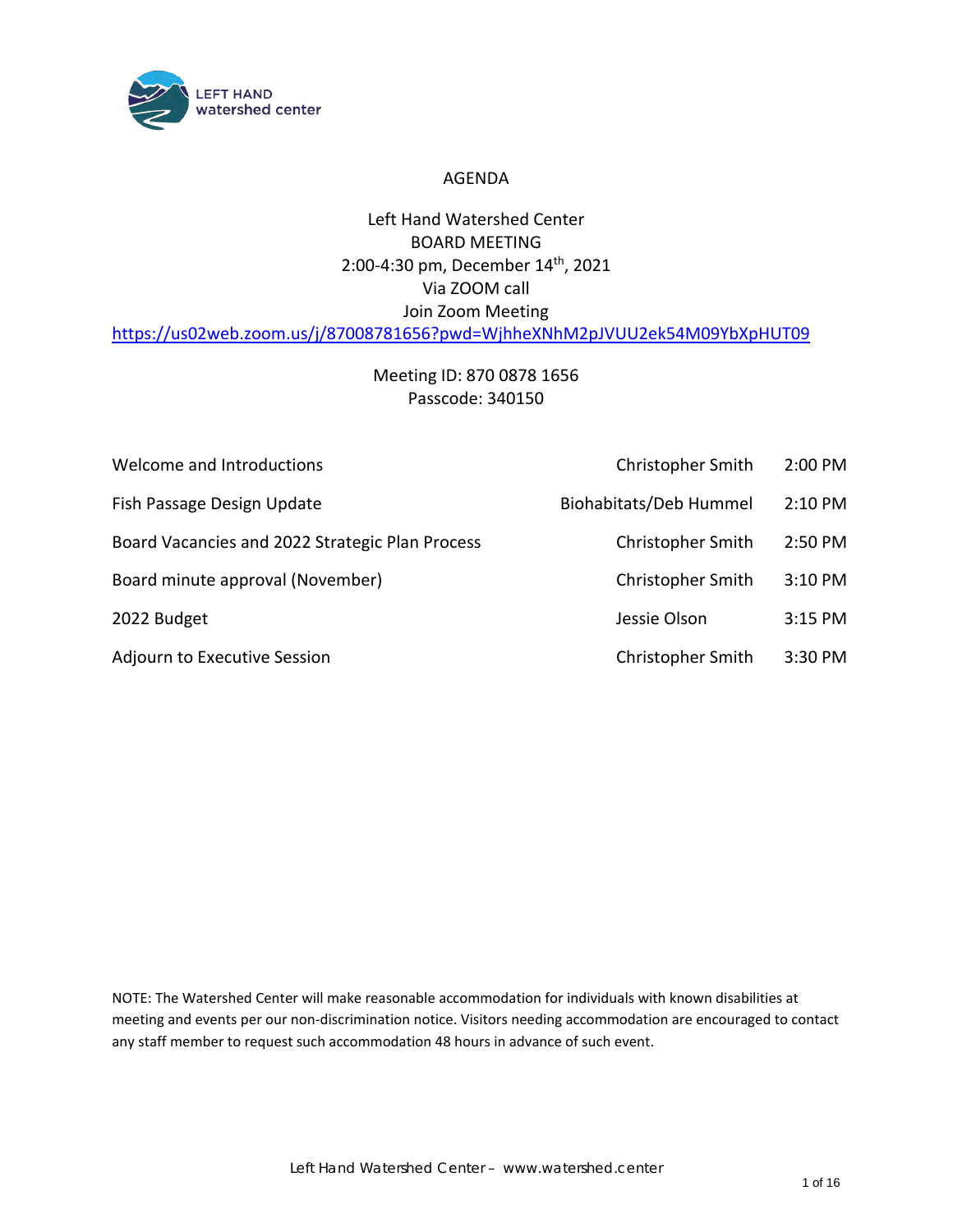LEFT HAND watershed center

# AGENDA

Left Hand Watershed Center
BOARD MEETING
2:00-4:30 pm, December 14th, 2021
Via ZOOM call
Join Zoom Meeting
https://us02web.zoom.us/j/87008781656?pwd=WjhheXNhM2pJVUU2ek54M09YbXpHUT09

Meeting ID: 870 0878 1656
Passcode: 340150

| | | |
|---|---|---|
| Welcome and Introductions | Christopher Smith | 2:00 PM |
| Fish Passage Design Update | Biohabitats/Deb Hummel | 2:10 PM |
| Board Vacancies and 2022 Strategic Plan Process | Christopher Smith | 2:50 PM |
| Board minute approval (November) | Christopher Smith | 3:10 PM |
| 2022 Budget | Jessie Olson | 3:15 PM |
| Adjourn to Executive Session | Christopher Smith | 3:30 PM |

NOTE: The Watershed Center will make reasonable accommodation for individuals with known disabilities at meeting and events per our non-discrimination notice. Visitors needing accommodation are encouraged to contact any staff member to request such accommodation 48 hours in advance of such event.

Left Hand Watershed Center – www.watershed.center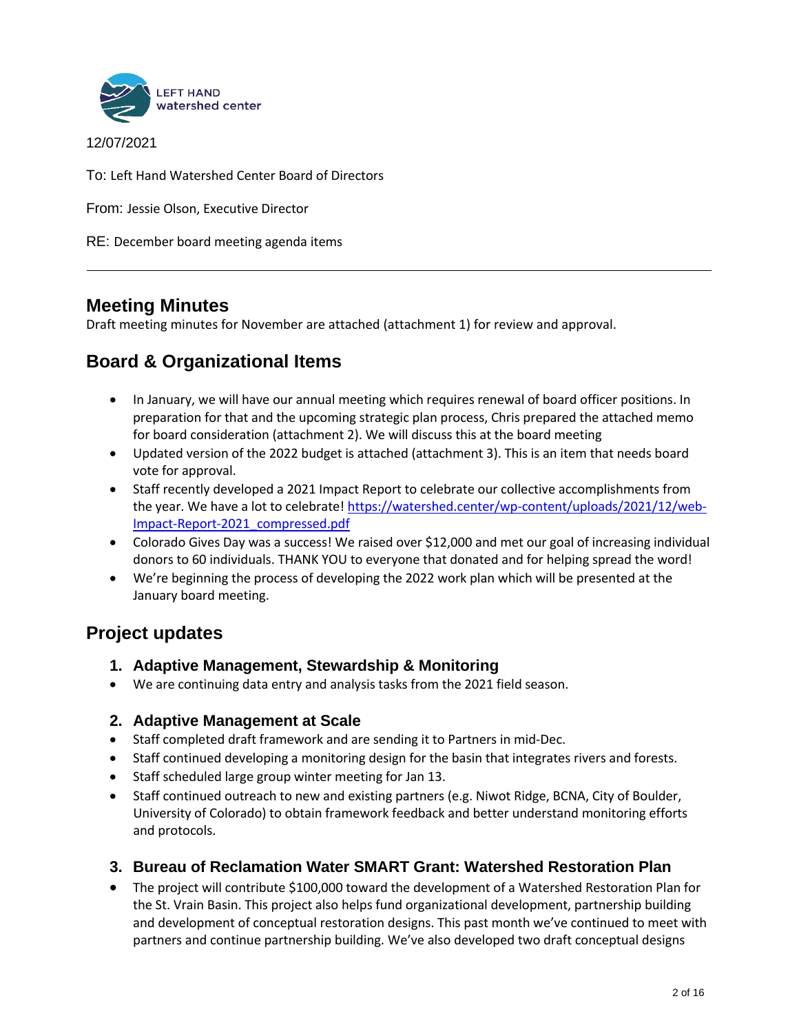LEFT HAND watershed center

12/07/2021

To: Left Hand Watershed Center Board of Directors

From: Jessie Olson, Executive Director

RE: December board meeting agenda items

---

## Meeting Minutes

Draft meeting minutes for November are attached (attachment 1) for review and approval.

## Board & Organizational Items

- In January, we will have our annual meeting which requires renewal of board officer positions. In preparation for that and the upcoming strategic plan process, Chris prepared the attached memo for board consideration (attachment 2). We will discuss this at the board meeting
- Updated version of the 2022 budget is attached (attachment 3). This is an item that needs board vote for approval.
- Staff recently developed a 2021 Impact Report to celebrate our collective accomplishments from the year. We have a lot to celebrate! [https://watershed.center/wp-content/uploads/2021/12/web-Impact-Report-2021_compressed.pdf](https://watershed.center/wp-content/uploads/2021/12/web-Impact-Report-2021_compressed.pdf)
- Colorado Gives Day was a success! We raised over $12,000 and met our goal of increasing individual donors to 60 individuals. THANK YOU to everyone that donated and for helping spread the word!
- We're beginning the process of developing the 2022 work plan which will be presented at the January board meeting.

## Project updates

### 1. Adaptive Management, Stewardship & Monitoring

- We are continuing data entry and analysis tasks from the 2021 field season.

### 2. Adaptive Management at Scale

- Staff completed draft framework and are sending it to Partners in mid-Dec.
- Staff continued developing a monitoring design for the basin that integrates rivers and forests.
- Staff scheduled large group winter meeting for Jan 13.
- Staff continued outreach to new and existing partners (e.g. Niwot Ridge, BCNA, City of Boulder, University of Colorado) to obtain framework feedback and better understand monitoring efforts and protocols.

### 3. Bureau of Reclamation Water SMART Grant: Watershed Restoration Plan

- The project will contribute $100,000 toward the development of a Watershed Restoration Plan for the St. Vrain Basin. This project also helps fund organizational development, partnership building and development of conceptual restoration designs. This past month we've continued to meet with partners and continue partnership building. We've also developed two draft conceptual designs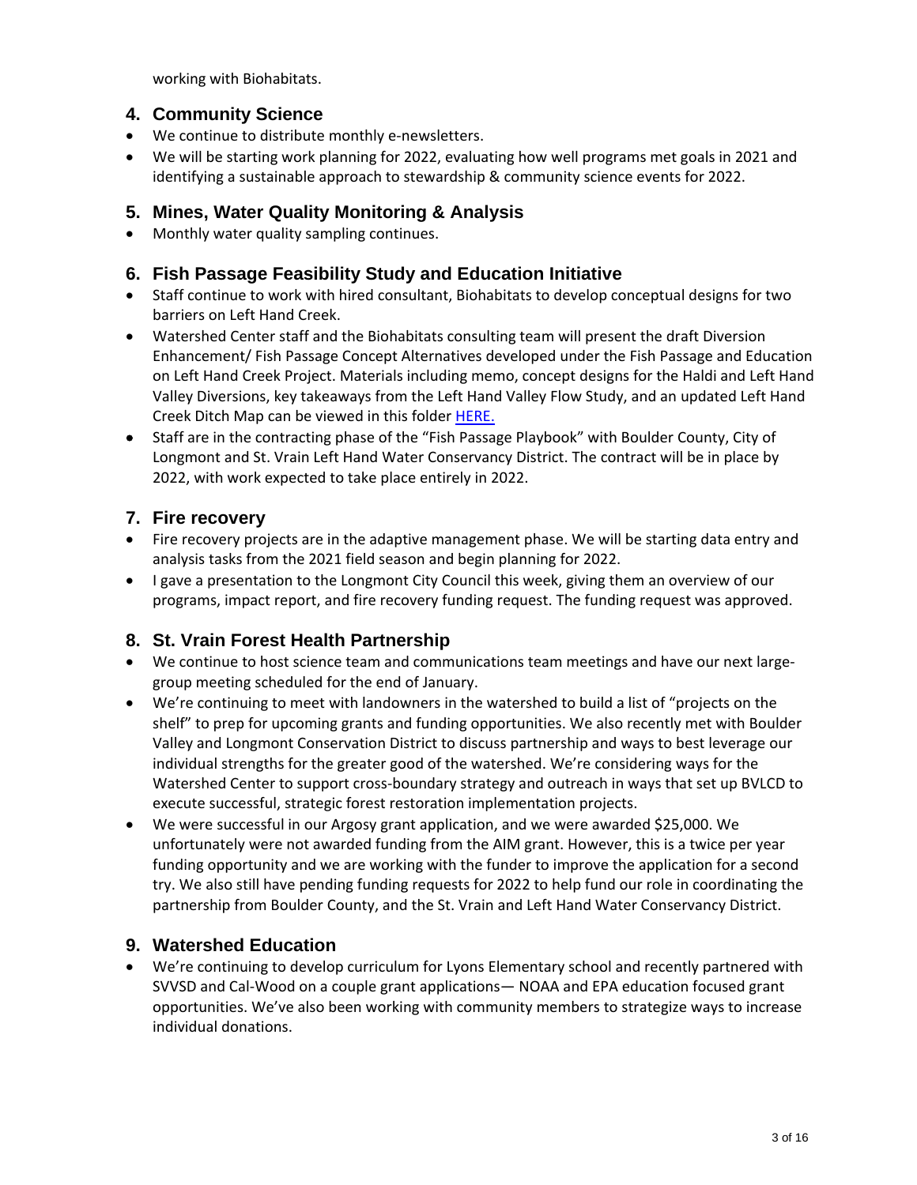working with Biohabitats.

## 4. Community Science

- We continue to distribute monthly e-newsletters.
- We will be starting work planning for 2022, evaluating how well programs met goals in 2021 and identifying a sustainable approach to stewardship & community science events for 2022.

## 5. Mines, Water Quality Monitoring & Analysis

- Monthly water quality sampling continues.

## 6. Fish Passage Feasibility Study and Education Initiative

- Staff continue to work with hired consultant, Biohabitats to develop conceptual designs for two barriers on Left Hand Creek.
- Watershed Center staff and the Biohabitats consulting team will present the draft Diversion Enhancement/ Fish Passage Concept Alternatives developed under the Fish Passage and Education on Left Hand Creek Project. Materials including memo, concept designs for the Haldi and Left Hand Valley Diversions, key takeaways from the Left Hand Valley Flow Study, and an updated Left Hand Creek Ditch Map can be viewed in this folder HERE.
- Staff are in the contracting phase of the "Fish Passage Playbook" with Boulder County, City of Longmont and St. Vrain Left Hand Water Conservancy District. The contract will be in place by 2022, with work expected to take place entirely in 2022.

## 7. Fire recovery

- Fire recovery projects are in the adaptive management phase. We will be starting data entry and analysis tasks from the 2021 field season and begin planning for 2022.
- I gave a presentation to the Longmont City Council this week, giving them an overview of our programs, impact report, and fire recovery funding request. The funding request was approved.

## 8. St. Vrain Forest Health Partnership

- We continue to host science team and communications team meetings and have our next large-group meeting scheduled for the end of January.
- We're continuing to meet with landowners in the watershed to build a list of "projects on the shelf" to prep for upcoming grants and funding opportunities. We also recently met with Boulder Valley and Longmont Conservation District to discuss partnership and ways to best leverage our individual strengths for the greater good of the watershed. We're considering ways for the Watershed Center to support cross-boundary strategy and outreach in ways that set up BVLCD to execute successful, strategic forest restoration implementation projects.
- We were successful in our Argosy grant application, and we were awarded $25,000. We unfortunately were not awarded funding from the AIM grant. However, this is a twice per year funding opportunity and we are working with the funder to improve the application for a second try. We also still have pending funding requests for 2022 to help fund our role in coordinating the partnership from Boulder County, and the St. Vrain and Left Hand Water Conservancy District.

## 9. Watershed Education

- We're continuing to develop curriculum for Lyons Elementary school and recently partnered with SVVSD and Cal-Wood on a couple grant applications— NOAA and EPA education focused grant opportunities. We've also been working with community members to strategize ways to increase individual donations.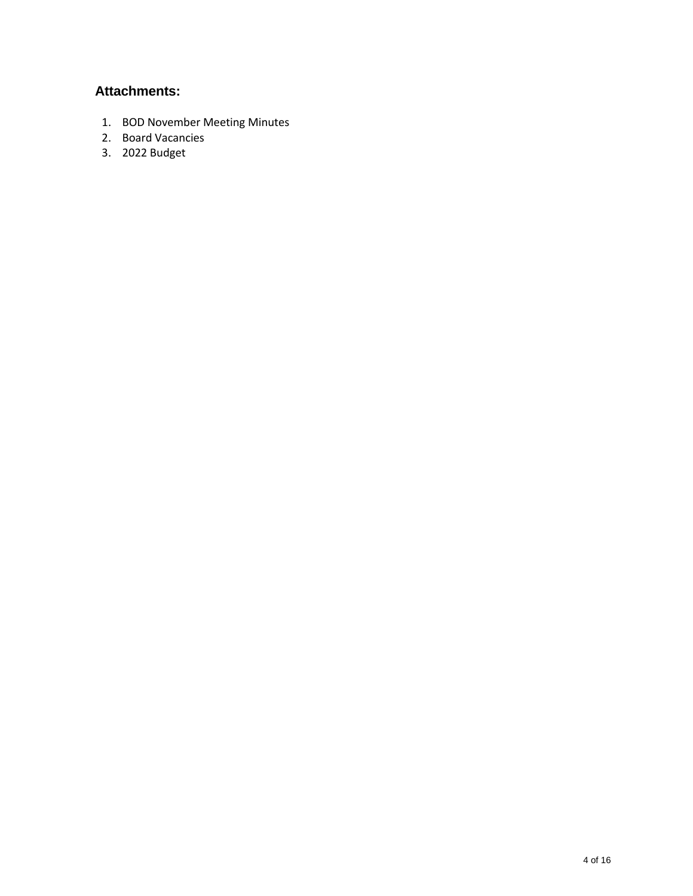## Attachments:

1. BOD November Meeting Minutes
2. Board Vacancies
3. 2022 Budget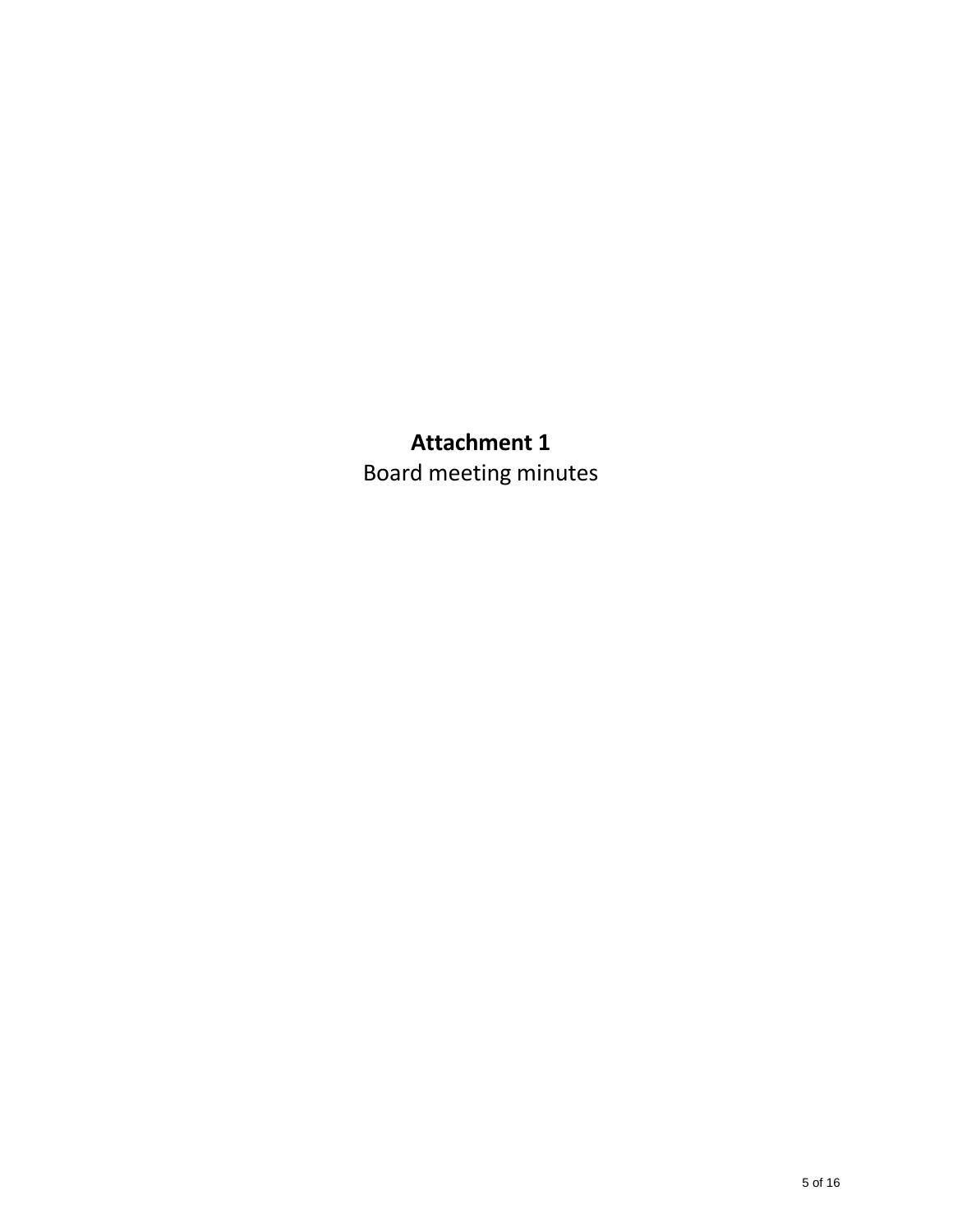**Attachment 1**

Board meeting minutes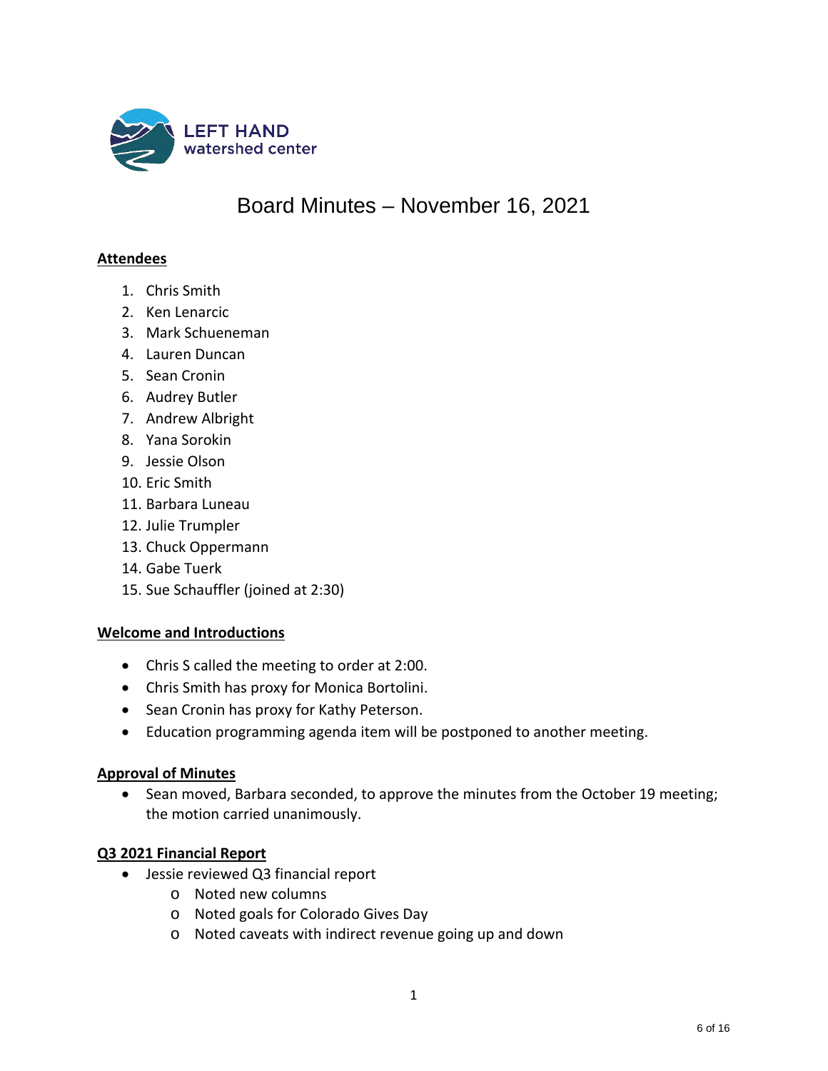LEFT HAND
watershed center

# Board Minutes – November 16, 2021

## Attendees

1. Chris Smith
2. Ken Lenarcic
3. Mark Schueneman
4. Lauren Duncan
5. Sean Cronin
6. Audrey Butler
7. Andrew Albright
8. Yana Sorokin
9. Jessie Olson
10. Eric Smith
11. Barbara Luneau
12. Julie Trumpler
13. Chuck Oppermann
14. Gabe Tuerk
15. Sue Schauffler (joined at 2:30)

## Welcome and Introductions

- Chris S called the meeting to order at 2:00.
- Chris Smith has proxy for Monica Bortolini.
- Sean Cronin has proxy for Kathy Peterson.
- Education programming agenda item will be postponed to another meeting.

## Approval of Minutes

- Sean moved, Barbara seconded, to approve the minutes from the October 19 meeting; the motion carried unanimously.

## Q3 2021 Financial Report

- Jessie reviewed Q3 financial report
  - Noted new columns
  - Noted goals for Colorado Gives Day
  - Noted caveats with indirect revenue going up and down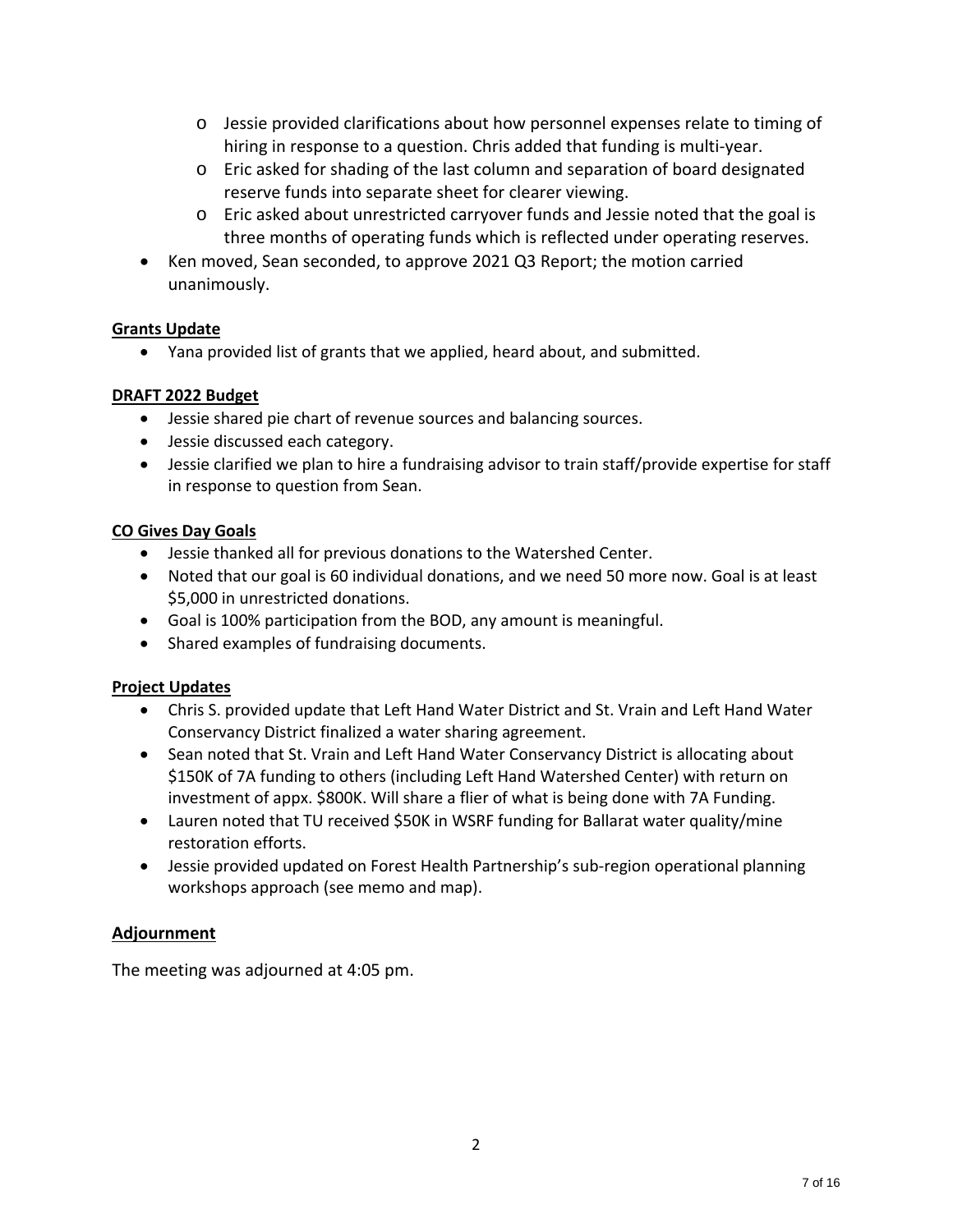- Jessie provided clarifications about how personnel expenses relate to timing of hiring in response to a question. Chris added that funding is multi-year.
  - Eric asked for shading of the last column and separation of board designated reserve funds into separate sheet for clearer viewing.
  - Eric asked about unrestricted carryover funds and Jessie noted that the goal is three months of operating funds which is reflected under operating reserves.
- Ken moved, Sean seconded, to approve 2021 Q3 Report; the motion carried unanimously.

**Grants Update**

- Yana provided list of grants that we applied, heard about, and submitted.

**DRAFT 2022 Budget**

- Jessie shared pie chart of revenue sources and balancing sources.
- Jessie discussed each category.
- Jessie clarified we plan to hire a fundraising advisor to train staff/provide expertise for staff in response to question from Sean.

**CO Gives Day Goals**

- Jessie thanked all for previous donations to the Watershed Center.
- Noted that our goal is 60 individual donations, and we need 50 more now. Goal is at least $5,000 in unrestricted donations.
- Goal is 100% participation from the BOD, any amount is meaningful.
- Shared examples of fundraising documents.

**Project Updates**

- Chris S. provided update that Left Hand Water District and St. Vrain and Left Hand Water Conservancy District finalized a water sharing agreement.
- Sean noted that St. Vrain and Left Hand Water Conservancy District is allocating about $150K of 7A funding to others (including Left Hand Watershed Center) with return on investment of appx. $800K. Will share a flier of what is being done with 7A Funding.
- Lauren noted that TU received $50K in WSRF funding for Ballarat water quality/mine restoration efforts.
- Jessie provided updated on Forest Health Partnership's sub-region operational planning workshops approach (see memo and map).

**Adjournment**

The meeting was adjourned at 4:05 pm.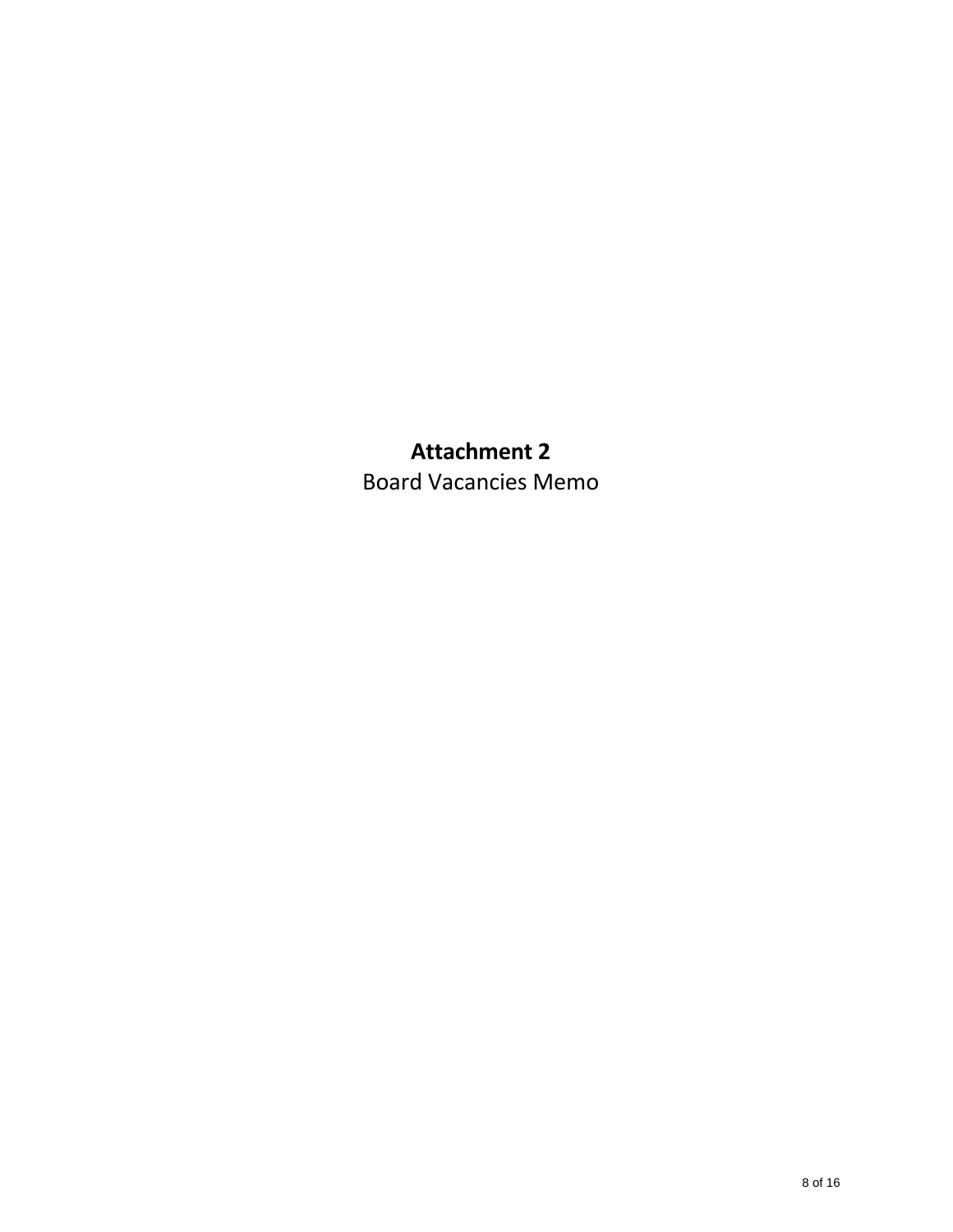**Attachment 2**

Board Vacancies Memo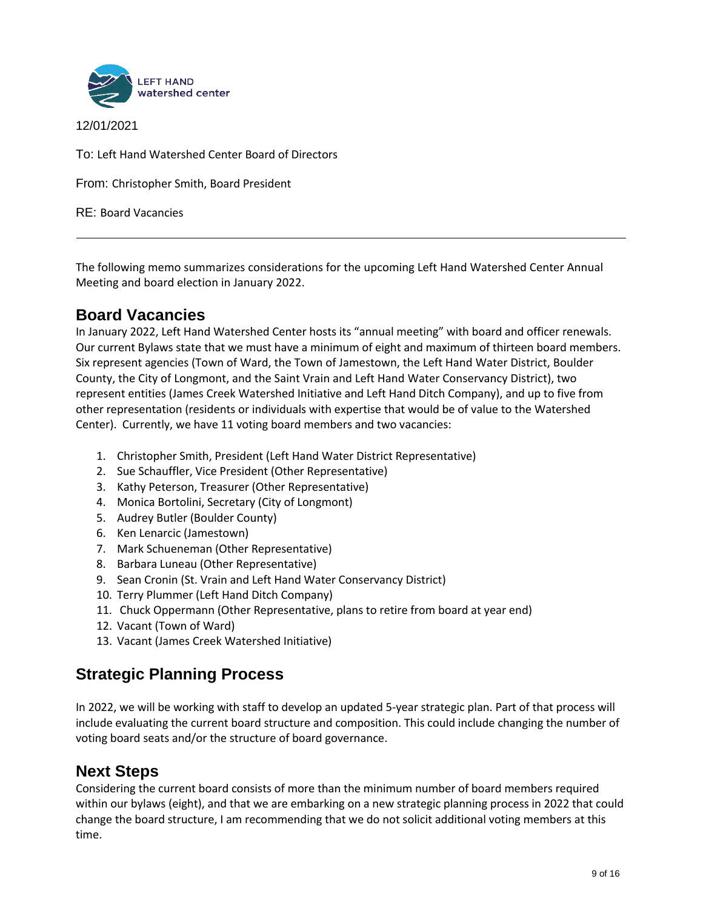LEFT HAND watershed center

12/01/2021

To: Left Hand Watershed Center Board of Directors

From: Christopher Smith, Board President

RE: Board Vacancies

---

The following memo summarizes considerations for the upcoming Left Hand Watershed Center Annual Meeting and board election in January 2022.

## Board Vacancies

In January 2022, Left Hand Watershed Center hosts its "annual meeting" with board and officer renewals. Our current Bylaws state that we must have a minimum of eight and maximum of thirteen board members. Six represent agencies (Town of Ward, the Town of Jamestown, the Left Hand Water District, Boulder County, the City of Longmont, and the Saint Vrain and Left Hand Water Conservancy District), two represent entities (James Creek Watershed Initiative and Left Hand Ditch Company), and up to five from other representation (residents or individuals with expertise that would be of value to the Watershed Center). Currently, we have 11 voting board members and two vacancies:

1. Christopher Smith, President (Left Hand Water District Representative)
2. Sue Schauffler, Vice President (Other Representative)
3. Kathy Peterson, Treasurer (Other Representative)
4. Monica Bortolini, Secretary (City of Longmont)
5. Audrey Butler (Boulder County)
6. Ken Lenarcic (Jamestown)
7. Mark Schueneman (Other Representative)
8. Barbara Luneau (Other Representative)
9. Sean Cronin (St. Vrain and Left Hand Water Conservancy District)
10. Terry Plummer (Left Hand Ditch Company)
11. Chuck Oppermann (Other Representative, plans to retire from board at year end)
12. Vacant (Town of Ward)
13. Vacant (James Creek Watershed Initiative)

## Strategic Planning Process

In 2022, we will be working with staff to develop an updated 5-year strategic plan. Part of that process will include evaluating the current board structure and composition. This could include changing the number of voting board seats and/or the structure of board governance.

## Next Steps

Considering the current board consists of more than the minimum number of board members required within our bylaws (eight), and that we are embarking on a new strategic planning process in 2022 that could change the board structure, I am recommending that we do not solicit additional voting members at this time.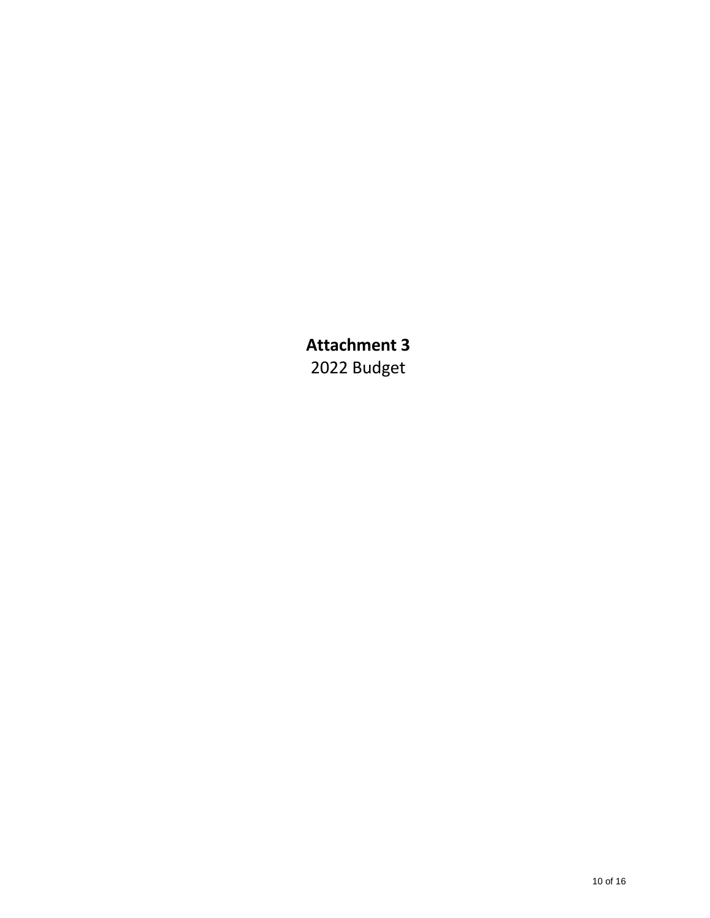**Attachment 3**

2022 Budget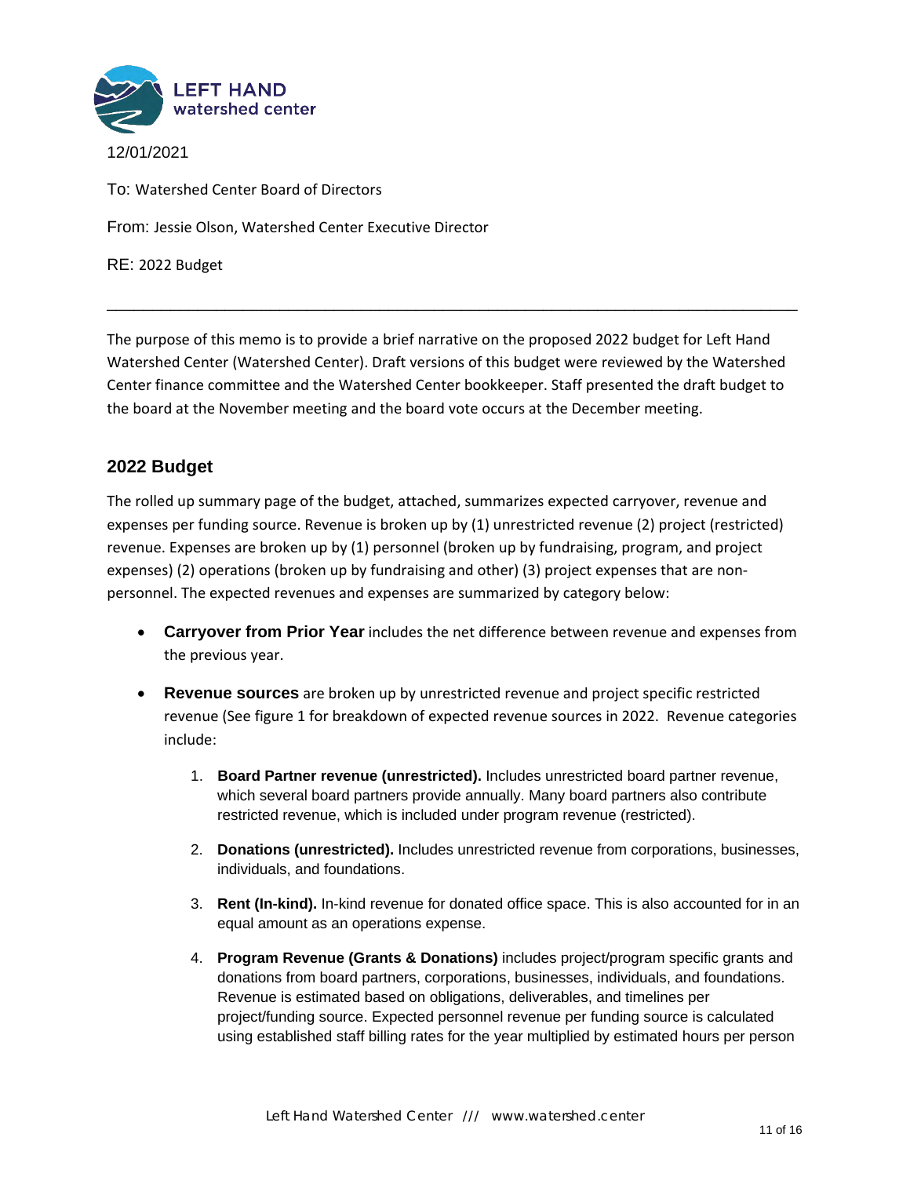12/01/2021

To: Watershed Center Board of Directors

From: Jessie Olson, Watershed Center Executive Director

RE: 2022 Budget

---

The purpose of this memo is to provide a brief narrative on the proposed 2022 budget for Left Hand Watershed Center (Watershed Center). Draft versions of this budget were reviewed by the Watershed Center finance committee and the Watershed Center bookkeeper. Staff presented the draft budget to the board at the November meeting and the board vote occurs at the December meeting.

## 2022 Budget

The rolled up summary page of the budget, attached, summarizes expected carryover, revenue and expenses per funding source. Revenue is broken up by (1) unrestricted revenue (2) project (restricted) revenue. Expenses are broken up by (1) personnel (broken up by fundraising, program, and project expenses) (2) operations (broken up by fundraising and other) (3) project expenses that are non-personnel. The expected revenues and expenses are summarized by category below:

- **Carryover from Prior Year** includes the net difference between revenue and expenses from the previous year.
- **Revenue sources** are broken up by unrestricted revenue and project specific restricted revenue (See figure 1 for breakdown of expected revenue sources in 2022. Revenue categories include:
  1. **Board Partner revenue (unrestricted).** Includes unrestricted board partner revenue, which several board partners provide annually. Many board partners also contribute restricted revenue, which is included under program revenue (restricted).
  2. **Donations (unrestricted).** Includes unrestricted revenue from corporations, businesses, individuals, and foundations.
  3. **Rent (In-kind).** In-kind revenue for donated office space. This is also accounted for in an equal amount as an operations expense.
  4. **Program Revenue (Grants & Donations)** includes project/program specific grants and donations from board partners, corporations, businesses, individuals, and foundations. Revenue is estimated based on obligations, deliverables, and timelines per project/funding source. Expected personnel revenue per funding source is calculated using established staff billing rates for the year multiplied by estimated hours per person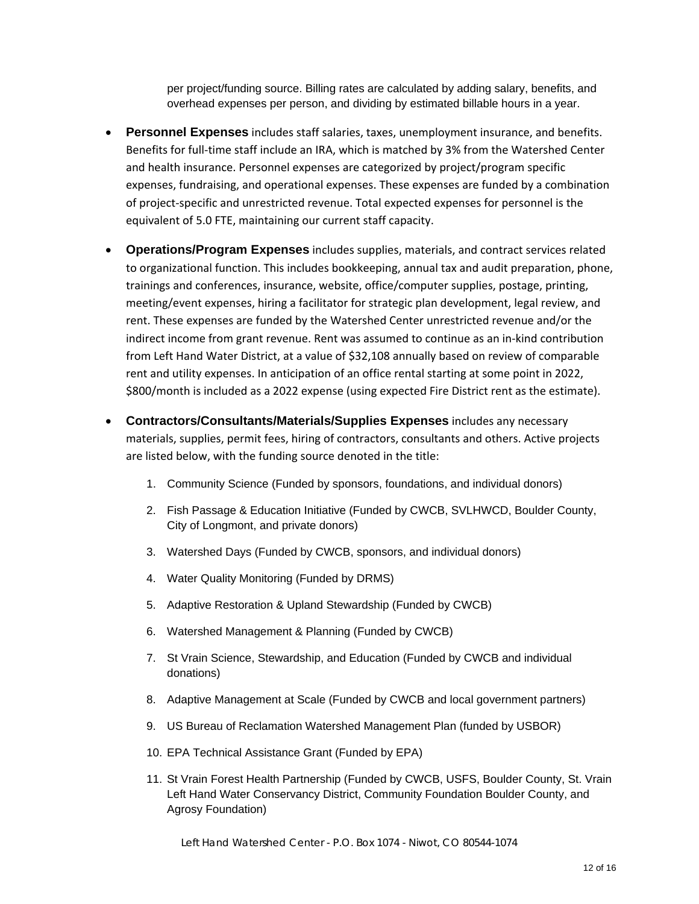per project/funding source. Billing rates are calculated by adding salary, benefits, and overhead expenses per person, and dividing by estimated billable hours in a year.

- **Personnel Expenses** includes staff salaries, taxes, unemployment insurance, and benefits. Benefits for full-time staff include an IRA, which is matched by 3% from the Watershed Center and health insurance. Personnel expenses are categorized by project/program specific expenses, fundraising, and operational expenses. These expenses are funded by a combination of project-specific and unrestricted revenue. Total expected expenses for personnel is the equivalent of 5.0 FTE, maintaining our current staff capacity.

- **Operations/Program Expenses** includes supplies, materials, and contract services related to organizational function. This includes bookkeeping, annual tax and audit preparation, phone, trainings and conferences, insurance, website, office/computer supplies, postage, printing, meeting/event expenses, hiring a facilitator for strategic plan development, legal review, and rent. These expenses are funded by the Watershed Center unrestricted revenue and/or the indirect income from grant revenue. Rent was assumed to continue as an in-kind contribution from Left Hand Water District, at a value of $32,108 annually based on review of comparable rent and utility expenses. In anticipation of an office rental starting at some point in 2022, $800/month is included as a 2022 expense (using expected Fire District rent as the estimate).

- **Contractors/Consultants/Materials/Supplies Expenses** includes any necessary materials, supplies, permit fees, hiring of contractors, consultants and others. Active projects are listed below, with the funding source denoted in the title:

  1. Community Science (Funded by sponsors, foundations, and individual donors)
  2. Fish Passage & Education Initiative (Funded by CWCB, SVLHWCD, Boulder County, City of Longmont, and private donors)
  3. Watershed Days (Funded by CWCB, sponsors, and individual donors)
  4. Water Quality Monitoring (Funded by DRMS)
  5. Adaptive Restoration & Upland Stewardship (Funded by CWCB)
  6. Watershed Management & Planning (Funded by CWCB)
  7. St Vrain Science, Stewardship, and Education (Funded by CWCB and individual donations)
  8. Adaptive Management at Scale (Funded by CWCB and local government partners)
  9. US Bureau of Reclamation Watershed Management Plan (funded by USBOR)
  10. EPA Technical Assistance Grant (Funded by EPA)
  11. St Vrain Forest Health Partnership (Funded by CWCB, USFS, Boulder County, St. Vrain Left Hand Water Conservancy District, Community Foundation Boulder County, and Agrosy Foundation)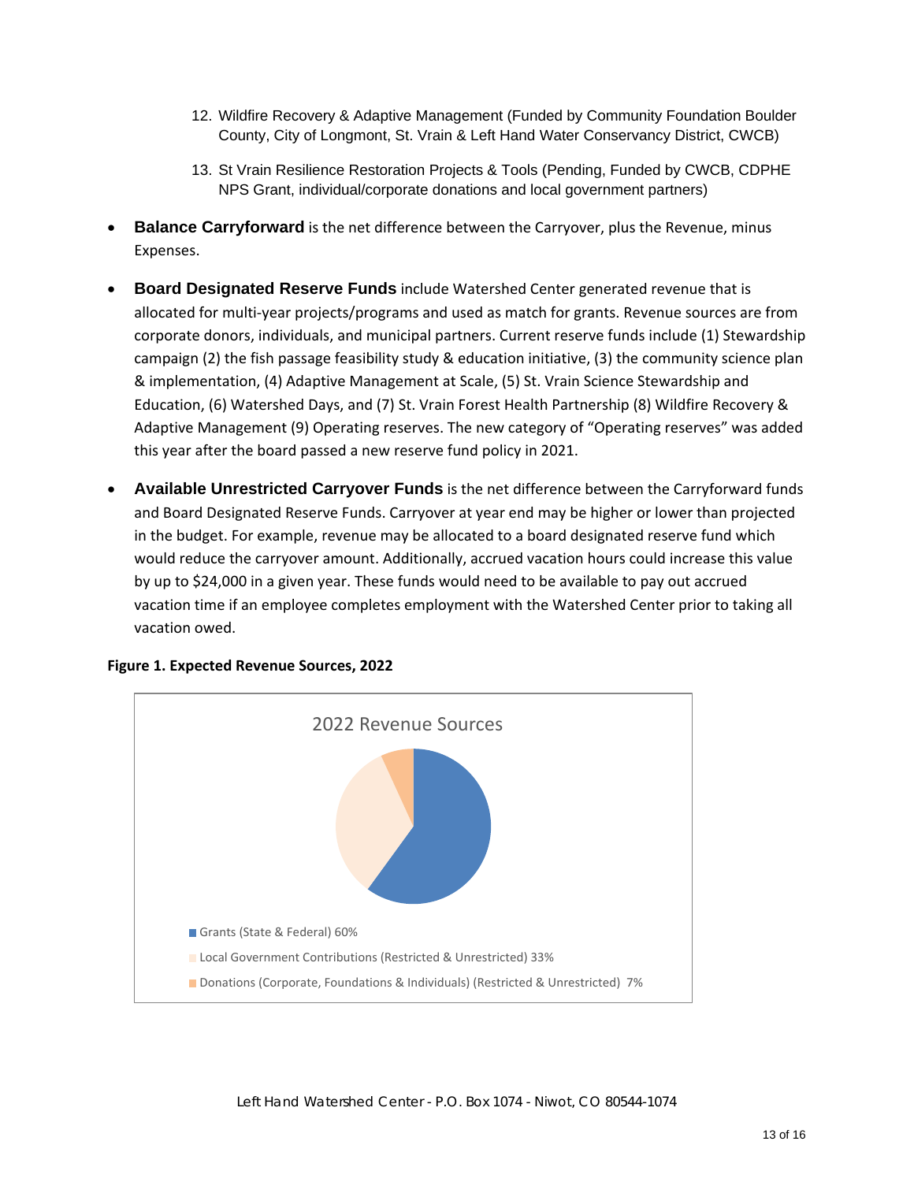12. Wildfire Recovery & Adaptive Management (Funded by Community Foundation Boulder County, City of Longmont, St. Vrain & Left Hand Water Conservancy District, CWCB)
13. St Vrain Resilience Restoration Projects & Tools (Pending, Funded by CWCB, CDPHE NPS Grant, individual/corporate donations and local government partners)

- **Balance Carryforward** is the net difference between the Carryover, plus the Revenue, minus Expenses.
- **Board Designated Reserve Funds** include Watershed Center generated revenue that is allocated for multi-year projects/programs and used as match for grants. Revenue sources are from corporate donors, individuals, and municipal partners. Current reserve funds include (1) Stewardship campaign (2) the fish passage feasibility study & education initiative, (3) the community science plan & implementation, (4) Adaptive Management at Scale, (5) St. Vrain Science Stewardship and Education, (6) Watershed Days, and (7) St. Vrain Forest Health Partnership (8) Wildfire Recovery & Adaptive Management (9) Operating reserves. The new category of "Operating reserves" was added this year after the board passed a new reserve fund policy in 2021.
- **Available Unrestricted Carryover Funds** is the net difference between the Carryforward funds and Board Designated Reserve Funds. Carryover at year end may be higher or lower than projected in the budget. For example, revenue may be allocated to a board designated reserve fund which would reduce the carryover amount. Additionally, accrued vacation hours could increase this value by up to $24,000 in a given year. These funds would need to be available to pay out accrued vacation time if an employee completes employment with the Watershed Center prior to taking all vacation owed.

**Figure 1. Expected Revenue Sources, 2022**

2022 Revenue Sources

- Grants (State & Federal) 60%
- Local Government Contributions (Restricted & Unrestricted) 33%
- Donations (Corporate, Foundations & Individuals) (Restricted & Unrestricted) 7%

Left Hand Watershed Center - P.O. Box 1074 - Niwot, CO 80544-1074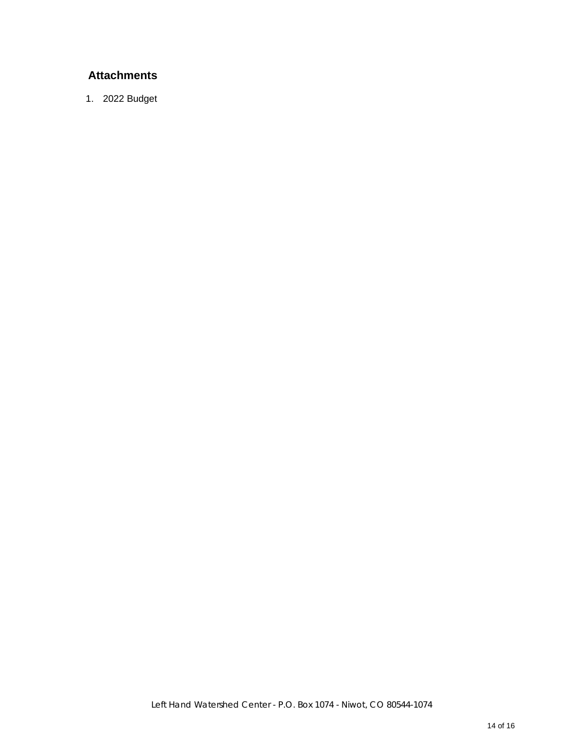## Attachments

1. 2022 Budget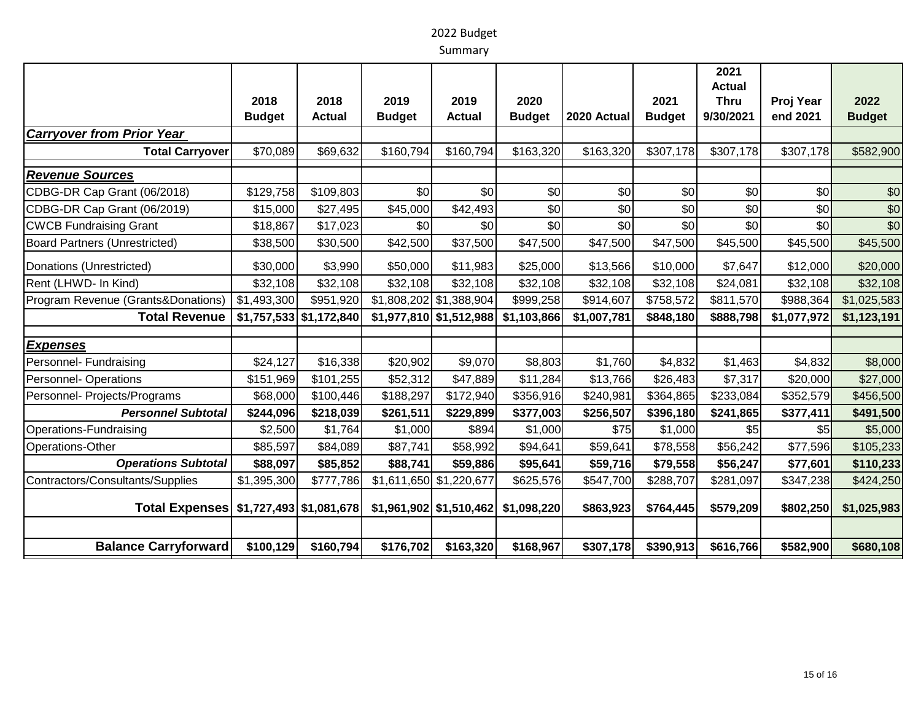# 2022 Budget

## Summary

| | 2018 Budget | 2018 Actual | 2019 Budget | 2019 Actual | 2020 Budget | 2020 Actual | 2021 Budget | 2021 Actual Thru 9/30/2021 | Proj Year end 2021 | 2022 Budget |
|---|---|---|---|---|---|---|---|---|---|---|
| ***Carryover from Prior Year*** | | | | | | | | | | |
| **Total Carryover** | $70,089 | $69,632 | $160,794 | $160,794 | $163,320 | $163,320 | $307,178 | $307,178 | $307,178 | $582,900 |
| ***Revenue Sources*** | | | | | | | | | | |
| CDBG-DR Cap Grant (06/2018) | $129,758 | $109,803 | $0 | $0 | $0 | $0 | $0 | $0 | $0 | $0 |
| CDBG-DR Cap Grant (06/2019) | $15,000 | $27,495 | $45,000 | $42,493 | $0 | $0 | $0 | $0 | $0 | $0 |
| CWCB Fundraising Grant | $18,867 | $17,023 | $0 | $0 | $0 | $0 | $0 | $0 | $0 | $0 |
| Board Partners (Unrestricted) | $38,500 | $30,500 | $42,500 | $37,500 | $47,500 | $47,500 | $47,500 | $45,500 | $45,500 | $45,500 |
| Donations (Unrestricted) | $30,000 | $3,990 | $50,000 | $11,983 | $25,000 | $13,566 | $10,000 | $7,647 | $12,000 | $20,000 |
| Rent (LHWD- In Kind) | $32,108 | $32,108 | $32,108 | $32,108 | $32,108 | $32,108 | $32,108 | $24,081 | $32,108 | $32,108 |
| Program Revenue (Grants&Donations) | $1,493,300 | $951,920 | $1,808,202 | $1,388,904 | $999,258 | $914,607 | $758,572 | $811,570 | $988,364 | $1,025,583 |
| **Total Revenue** | **$1,757,533** | **$1,172,840** | **$1,977,810** | **$1,512,988** | **$1,103,866** | **$1,007,781** | **$848,180** | **$888,798** | **$1,077,972** | **$1,123,191** |
| ***Expenses*** | | | | | | | | | | |
| Personnel- Fundraising | $24,127 | $16,338 | $20,902 | $9,070 | $8,803 | $1,760 | $4,832 | $1,463 | $4,832 | $8,000 |
| Personnel- Operations | $151,969 | $101,255 | $52,312 | $47,889 | $11,284 | $13,766 | $26,483 | $7,317 | $20,000 | $27,000 |
| Personnel- Projects/Programs | $68,000 | $100,446 | $188,297 | $172,940 | $356,916 | $240,981 | $364,865 | $233,084 | $352,579 | $456,500 |
| ***Personnel Subtotal*** | **$244,096** | **$218,039** | **$261,511** | **$229,899** | **$377,003** | **$256,507** | **$396,180** | **$241,865** | **$377,411** | **$491,500** |
| Operations-Fundraising | $2,500 | $1,764 | $1,000 | $894 | $1,000 | $75 | $1,000 | $5 | $5 | $5,000 |
| Operations-Other | $85,597 | $84,089 | $87,741 | $58,992 | $94,641 | $59,641 | $78,558 | $56,242 | $77,596 | $105,233 |
| ***Operations Subtotal*** | **$88,097** | **$85,852** | **$88,741** | **$59,886** | **$95,641** | **$59,716** | **$79,558** | **$56,247** | **$77,601** | **$110,233** |
| Contractors/Consultants/Supplies | $1,395,300 | $777,786 | $1,611,650 | $1,220,677 | $625,576 | $547,700 | $288,707 | $281,097 | $347,238 | $424,250 |
| **Total Expenses** | **$1,727,493** | **$1,081,678** | **$1,961,902** | **$1,510,462** | **$1,098,220** | **$863,923** | **$764,445** | **$579,209** | **$802,250** | **$1,025,983** |
| **Balance Carryforward** | **$100,129** | **$160,794** | **$176,702** | **$163,320** | **$168,967** | **$307,178** | **$390,913** | **$616,766** | **$582,900** | **$680,108** |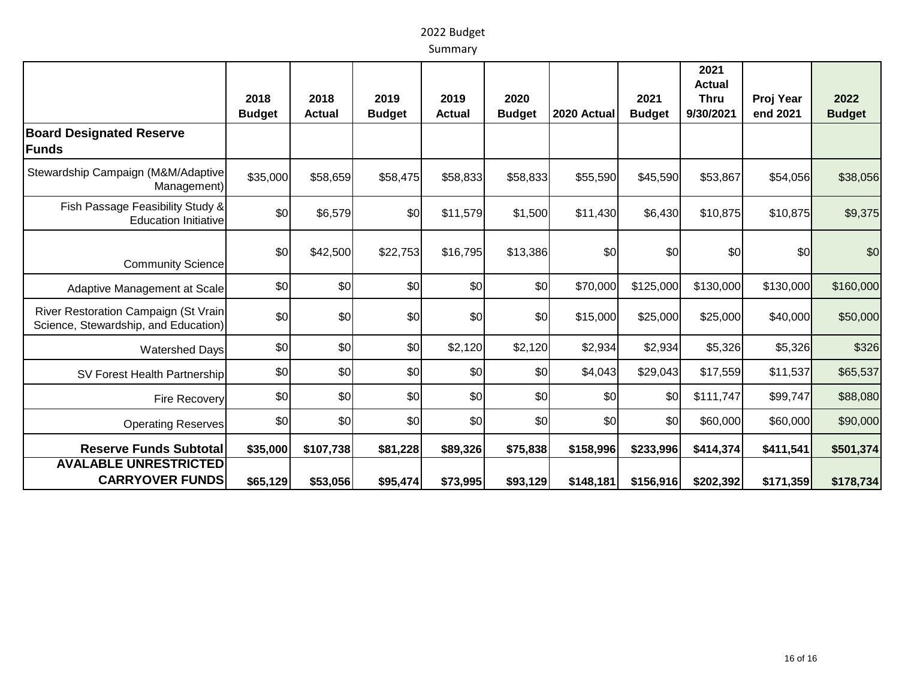# 2022 Budget

## Summary

| | 2018 Budget | 2018 Actual | 2019 Budget | 2019 Actual | 2020 Budget | 2020 Actual | 2021 Budget | 2021 Actual Thru 9/30/2021 | Proj Year end 2021 | 2022 Budget |
|---|---|---|---|---|---|---|---|---|---|---|
| **Board Designated Reserve Funds** | | | | | | | | | | |
| Stewardship Campaign (M&M/Adaptive Management) | $35,000 | $58,659 | $58,475 | $58,833 | $58,833 | $55,590 | $45,590 | $53,867 | $54,056 | $38,056 |
| Fish Passage Feasibility Study & Education Initiative | $0 | $6,579 | $0 | $11,579 | $1,500 | $11,430 | $6,430 | $10,875 | $10,875 | $9,375 |
| Community Science | $0 | $42,500 | $22,753 | $16,795 | $13,386 | $0 | $0 | $0 | $0 | $0 |
| Adaptive Management at Scale | $0 | $0 | $0 | $0 | $0 | $70,000 | $125,000 | $130,000 | $130,000 | $160,000 |
| River Restoration Campaign (St Vrain Science, Stewardship, and Education) | $0 | $0 | $0 | $0 | $0 | $15,000 | $25,000 | $25,000 | $40,000 | $50,000 |
| Watershed Days | $0 | $0 | $0 | $2,120 | $2,120 | $2,934 | $2,934 | $5,326 | $5,326 | $326 |
| SV Forest Health Partnership | $0 | $0 | $0 | $0 | $0 | $4,043 | $29,043 | $17,559 | $11,537 | $65,537 |
| Fire Recovery | $0 | $0 | $0 | $0 | $0 | $0 | $0 | $111,747 | $99,747 | $88,080 |
| Operating Reserves | $0 | $0 | $0 | $0 | $0 | $0 | $0 | $60,000 | $60,000 | $90,000 |
| **Reserve Funds Subtotal** | **$35,000** | **$107,738** | **$81,228** | **$89,326** | **$75,838** | **$158,996** | **$233,996** | **$414,374** | **$411,541** | **$501,374** |
| **AVALABLE UNRESTRICTED CARRYOVER FUNDS** | **$65,129** | **$53,056** | **$95,474** | **$73,995** | **$93,129** | **$148,181** | **$156,916** | **$202,392** | **$171,359** | **$178,734** |